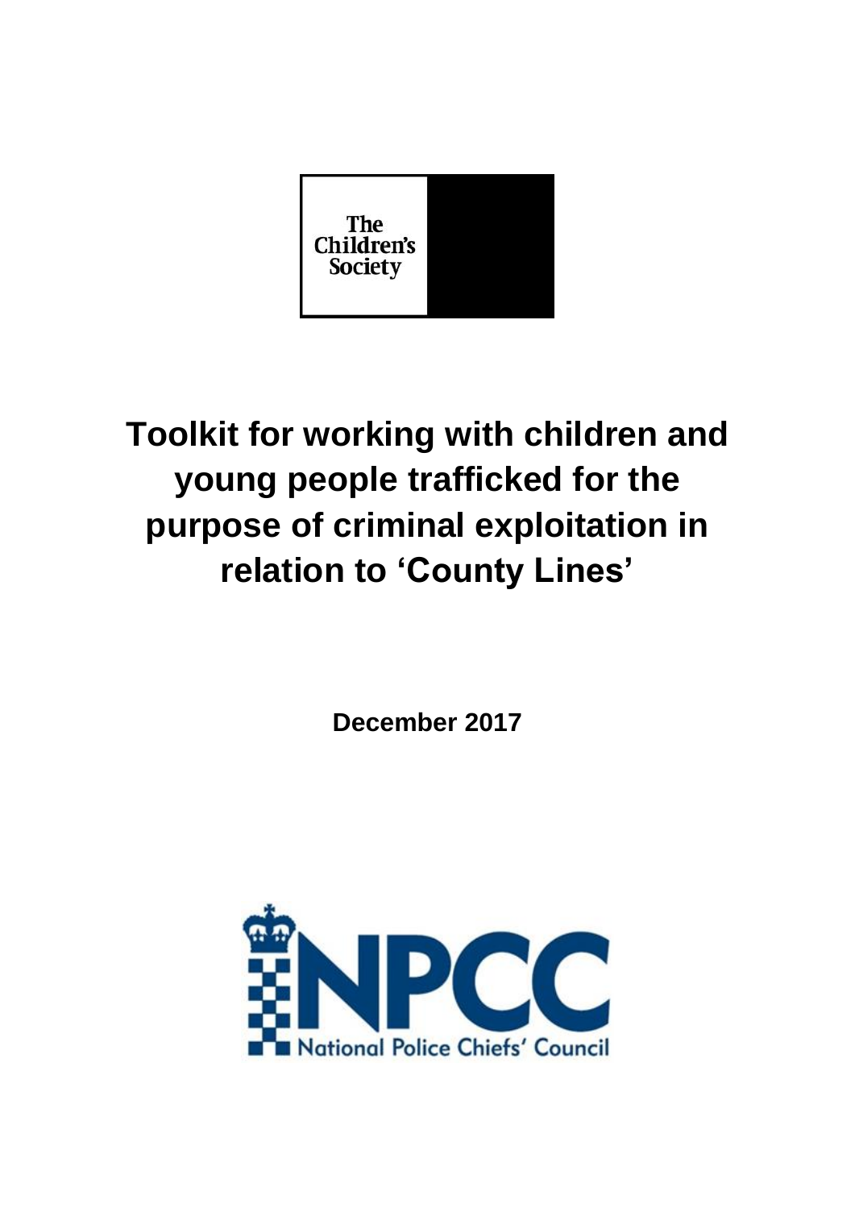The Children's Society

# Toolkit for working with children and young people trafficked for the purpose of criminal exploitation in relation to 'County Lines'

**December 2017**

NPCC National Police Chiefs' Council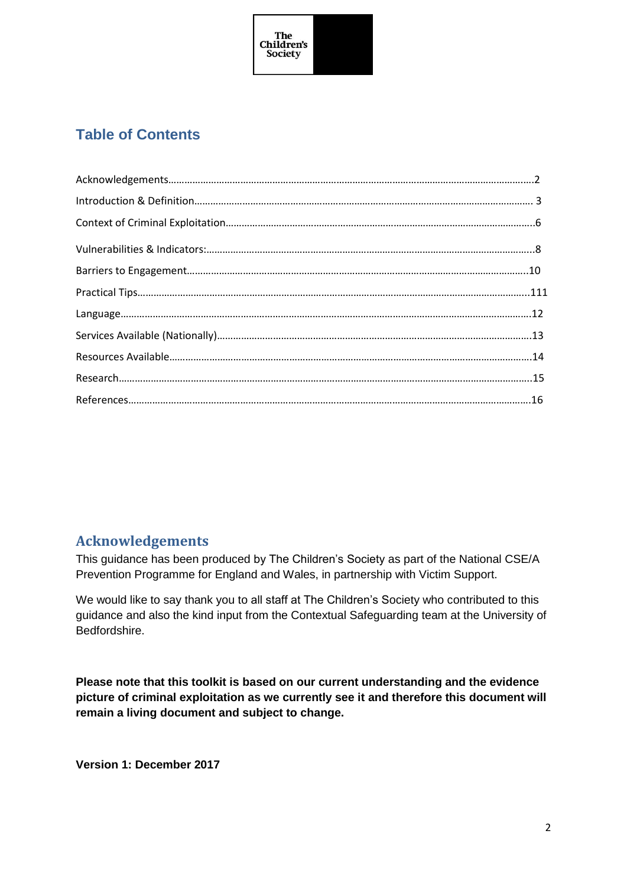The Children's Society

## Table of Contents

Acknowledgements……………………………………………………………………………………………………………2

Introduction & Definition………………………………………………………………………………………………… 3

Context of Criminal Exploitation………………………………………………………………………………………6

Vulnerabilities & Indicators:……………………………………………………………………………………………8

Barriers to Engagement…………………………………………………………………………………………………10

Practical Tips…………………………………………………………………………………………………………………111

Language…………………………………………………………………………………………………………………………12

Services Available (Nationally)………………………………………………………………………………………13

Resources Available………………………………………………………………………………………………………14

Research…………………………………………………………………………………………………………………………15

References………………………………………………………………………………………………………………………16

## Acknowledgements

This guidance has been produced by The Children's Society as part of the National CSE/A Prevention Programme for England and Wales, in partnership with Victim Support.

We would like to say thank you to all staff at The Children's Society who contributed to this guidance and also the kind input from the Contextual Safeguarding team at the University of Bedfordshire.

**Please note that this toolkit is based on our current understanding and the evidence picture of criminal exploitation as we currently see it and therefore this document will remain a living document and subject to change.**

**Version 1: December 2017**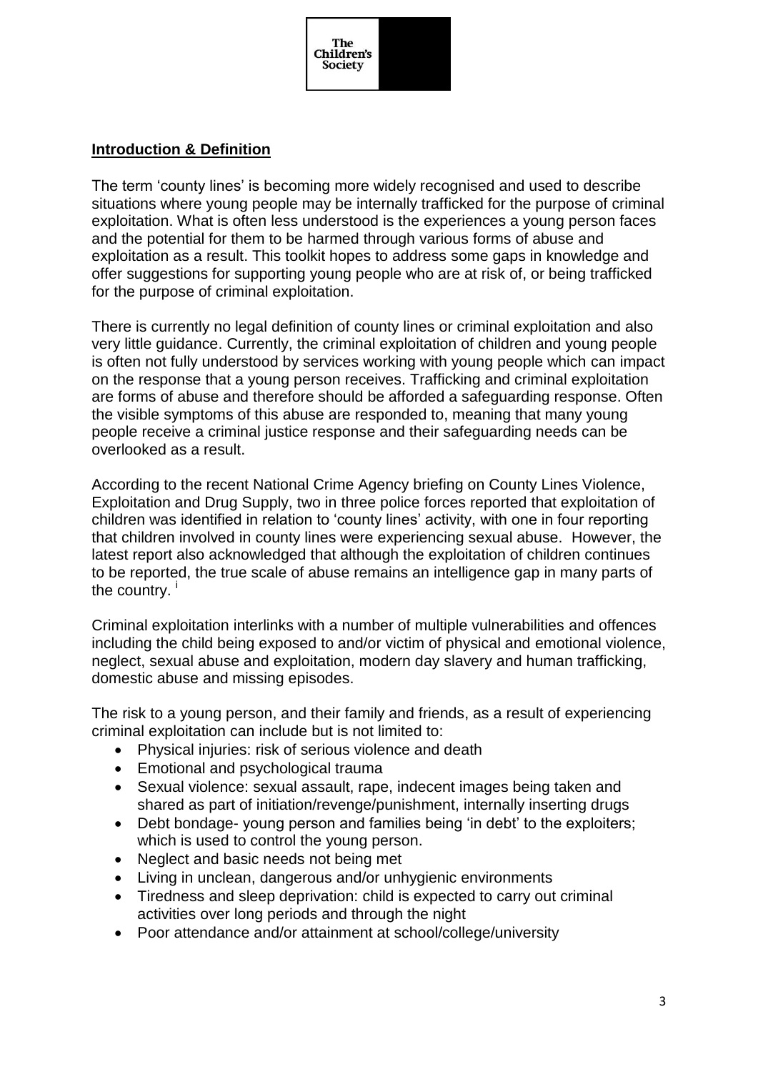## Introduction & Definition

The term 'county lines' is becoming more widely recognised and used to describe situations where young people may be internally trafficked for the purpose of criminal exploitation. What is often less understood is the experiences a young person faces and the potential for them to be harmed through various forms of abuse and exploitation as a result. This toolkit hopes to address some gaps in knowledge and offer suggestions for supporting young people who are at risk of, or being trafficked for the purpose of criminal exploitation.

There is currently no legal definition of county lines or criminal exploitation and also very little guidance. Currently, the criminal exploitation of children and young people is often not fully understood by services working with young people which can impact on the response that a young person receives. Trafficking and criminal exploitation are forms of abuse and therefore should be afforded a safeguarding response. Often the visible symptoms of this abuse are responded to, meaning that many young people receive a criminal justice response and their safeguarding needs can be overlooked as a result.

According to the recent National Crime Agency briefing on County Lines Violence, Exploitation and Drug Supply, two in three police forces reported that exploitation of children was identified in relation to 'county lines' activity, with one in four reporting that children involved in county lines were experiencing sexual abuse. However, the latest report also acknowledged that although the exploitation of children continues to be reported, the true scale of abuse remains an intelligence gap in many parts of the country. [i]

Criminal exploitation interlinks with a number of multiple vulnerabilities and offences including the child being exposed to and/or victim of physical and emotional violence, neglect, sexual abuse and exploitation, modern day slavery and human trafficking, domestic abuse and missing episodes.

The risk to a young person, and their family and friends, as a result of experiencing criminal exploitation can include but is not limited to:

- Physical injuries: risk of serious violence and death
- Emotional and psychological trauma
- Sexual violence: sexual assault, rape, indecent images being taken and shared as part of initiation/revenge/punishment, internally inserting drugs
- Debt bondage- young person and families being 'in debt' to the exploiters; which is used to control the young person.
- Neglect and basic needs not being met
- Living in unclean, dangerous and/or unhygienic environments
- Tiredness and sleep deprivation: child is expected to carry out criminal activities over long periods and through the night
- Poor attendance and/or attainment at school/college/university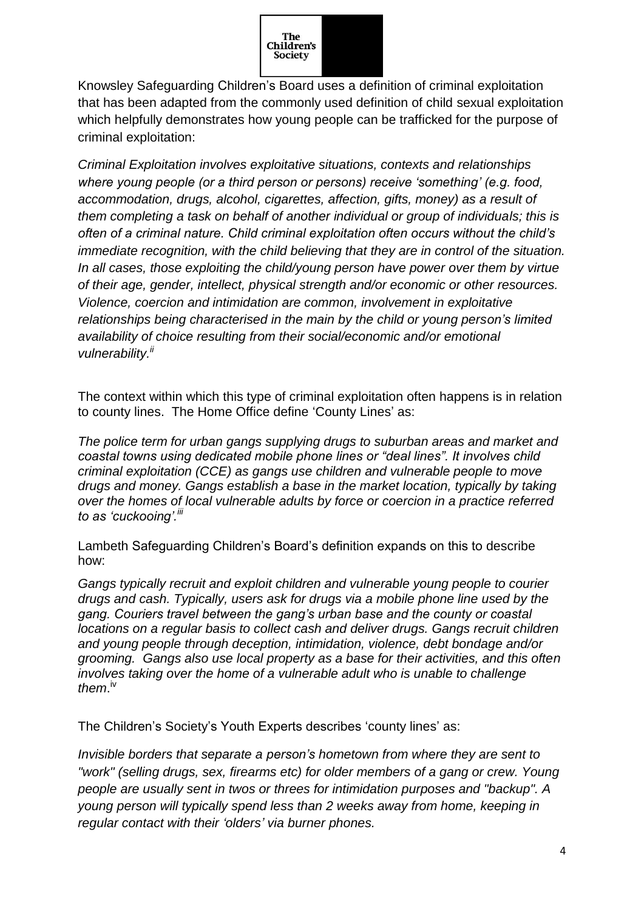Knowsley Safeguarding Children's Board uses a definition of criminal exploitation that has been adapted from the commonly used definition of child sexual exploitation which helpfully demonstrates how young people can be trafficked for the purpose of criminal exploitation:

*Criminal Exploitation involves exploitative situations, contexts and relationships where young people (or a third person or persons) receive 'something' (e.g. food, accommodation, drugs, alcohol, cigarettes, affection, gifts, money) as a result of them completing a task on behalf of another individual or group of individuals; this is often of a criminal nature. Child criminal exploitation often occurs without the child's immediate recognition, with the child believing that they are in control of the situation. In all cases, those exploiting the child/young person have power over them by virtue of their age, gender, intellect, physical strength and/or economic or other resources. Violence, coercion and intimidation are common, involvement in exploitative relationships being characterised in the main by the child or young person's limited availability of choice resulting from their social/economic and/or emotional vulnerability.*[ii]

The context within which this type of criminal exploitation often happens is in relation to county lines. The Home Office define 'County Lines' as:

*The police term for urban gangs supplying drugs to suburban areas and market and coastal towns using dedicated mobile phone lines or "deal lines". It involves child criminal exploitation (CCE) as gangs use children and vulnerable people to move drugs and money. Gangs establish a base in the market location, typically by taking over the homes of local vulnerable adults by force or coercion in a practice referred to as 'cuckooing'.*[iii]

Lambeth Safeguarding Children's Board's definition expands on this to describe how:

*Gangs typically recruit and exploit children and vulnerable young people to courier drugs and cash. Typically, users ask for drugs via a mobile phone line used by the gang. Couriers travel between the gang's urban base and the county or coastal locations on a regular basis to collect cash and deliver drugs. Gangs recruit children and young people through deception, intimidation, violence, debt bondage and/or grooming. Gangs also use local property as a base for their activities, and this often involves taking over the home of a vulnerable adult who is unable to challenge them*.[iv]

The Children's Society's Youth Experts describes 'county lines' as:

*Invisible borders that separate a person's hometown from where they are sent to "work" (selling drugs, sex, firearms etc) for older members of a gang or crew. Young people are usually sent in twos or threes for intimidation purposes and "backup". A young person will typically spend less than 2 weeks away from home, keeping in regular contact with their 'olders' via burner phones.*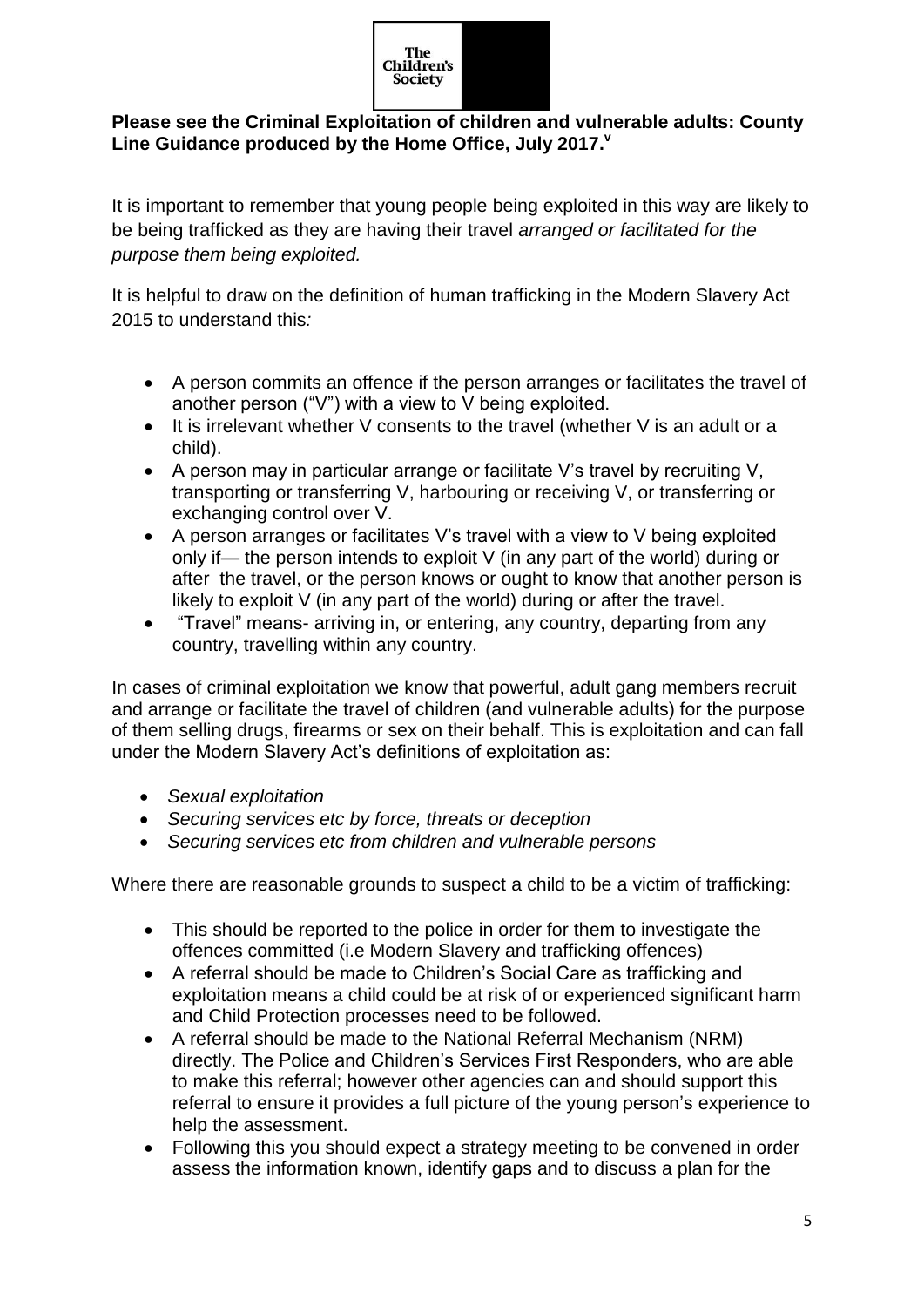**Please see the Criminal Exploitation of children and vulnerable adults: County Line Guidance produced by the Home Office, July 2017.**[v]

It is important to remember that young people being exploited in this way are likely to be being trafficked as they are having their travel *arranged or facilitated for the purpose them being exploited.*

It is helpful to draw on the definition of human trafficking in the Modern Slavery Act 2015 to understand this*:*

- A person commits an offence if the person arranges or facilitates the travel of another person ("V") with a view to V being exploited.
- It is irrelevant whether V consents to the travel (whether V is an adult or a child).
- A person may in particular arrange or facilitate V's travel by recruiting V, transporting or transferring V, harbouring or receiving V, or transferring or exchanging control over V.
- A person arranges or facilitates V's travel with a view to V being exploited only if— the person intends to exploit V (in any part of the world) during or after the travel, or the person knows or ought to know that another person is likely to exploit V (in any part of the world) during or after the travel.
- "Travel" means- arriving in, or entering, any country, departing from any country, travelling within any country.

In cases of criminal exploitation we know that powerful, adult gang members recruit and arrange or facilitate the travel of children (and vulnerable adults) for the purpose of them selling drugs, firearms or sex on their behalf. This is exploitation and can fall under the Modern Slavery Act's definitions of exploitation as:

- *Sexual exploitation*
- *Securing services etc by force, threats or deception*
- *Securing services etc from children and vulnerable persons*

Where there are reasonable grounds to suspect a child to be a victim of trafficking:

- This should be reported to the police in order for them to investigate the offences committed (i.e Modern Slavery and trafficking offences)
- A referral should be made to Children's Social Care as trafficking and exploitation means a child could be at risk of or experienced significant harm and Child Protection processes need to be followed.
- A referral should be made to the National Referral Mechanism (NRM) directly. The Police and Children's Services First Responders, who are able to make this referral; however other agencies can and should support this referral to ensure it provides a full picture of the young person's experience to help the assessment.
- Following this you should expect a strategy meeting to be convened in order assess the information known, identify gaps and to discuss a plan for the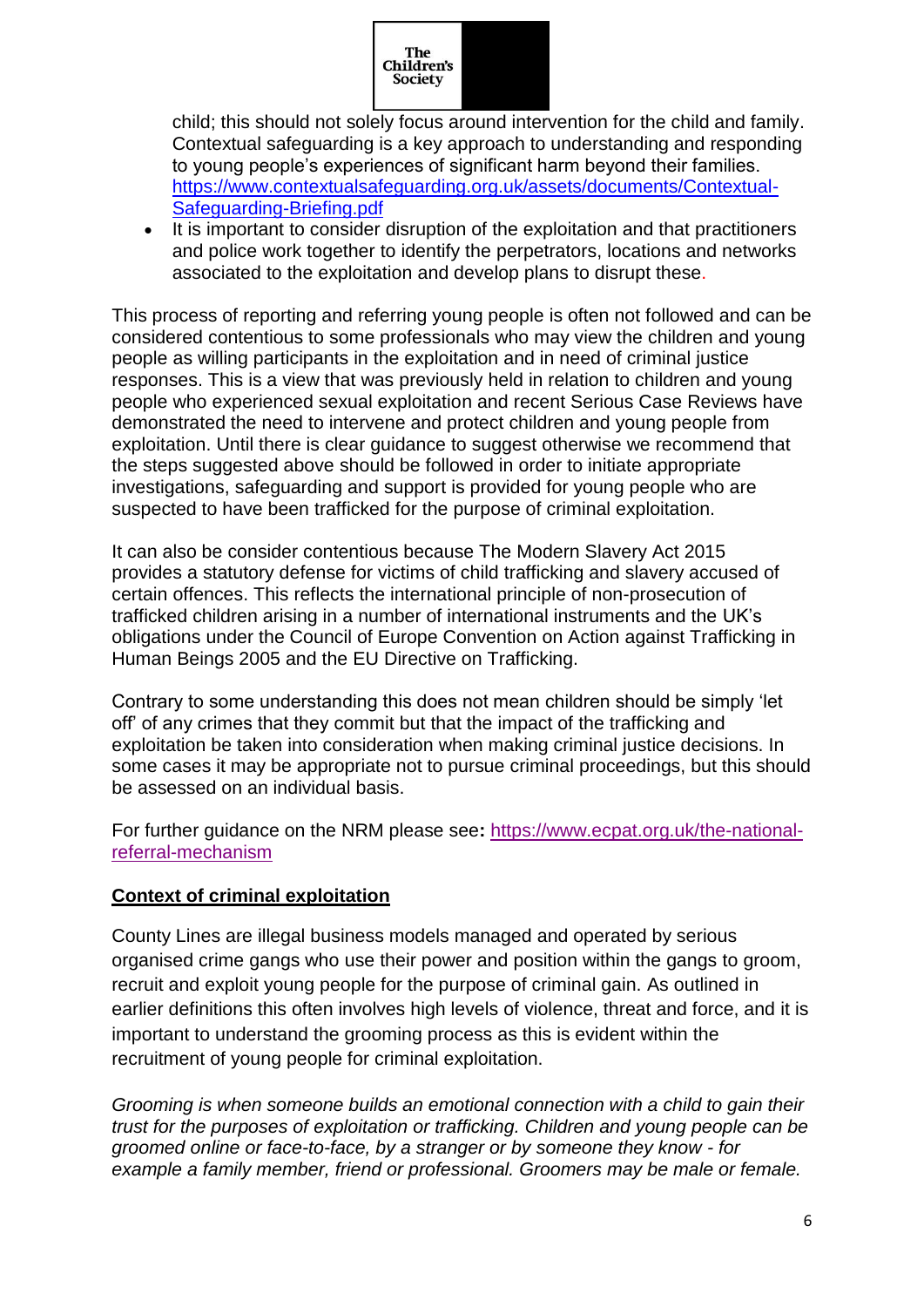child; this should not solely focus around intervention for the child and family. Contextual safeguarding is a key approach to understanding and responding to young people's experiences of significant harm beyond their families. https://www.contextualsafeguarding.org.uk/assets/documents/Contextual-Safeguarding-Briefing.pdf

- It is important to consider disruption of the exploitation and that practitioners and police work together to identify the perpetrators, locations and networks associated to the exploitation and develop plans to disrupt these.

This process of reporting and referring young people is often not followed and can be considered contentious to some professionals who may view the children and young people as willing participants in the exploitation and in need of criminal justice responses. This is a view that was previously held in relation to children and young people who experienced sexual exploitation and recent Serious Case Reviews have demonstrated the need to intervene and protect children and young people from exploitation. Until there is clear guidance to suggest otherwise we recommend that the steps suggested above should be followed in order to initiate appropriate investigations, safeguarding and support is provided for young people who are suspected to have been trafficked for the purpose of criminal exploitation.

It can also be consider contentious because The Modern Slavery Act 2015 provides a statutory defense for victims of child trafficking and slavery accused of certain offences. This reflects the international principle of non-prosecution of trafficked children arising in a number of international instruments and the UK's obligations under the Council of Europe Convention on Action against Trafficking in Human Beings 2005 and the EU Directive on Trafficking.

Contrary to some understanding this does not mean children should be simply 'let off' of any crimes that they commit but that the impact of the trafficking and exploitation be taken into consideration when making criminal justice decisions. In some cases it may be appropriate not to pursue criminal proceedings, but this should be assessed on an individual basis.

For further guidance on the NRM please see**:** https://www.ecpat.org.uk/the-national-referral-mechanism

**Context of criminal exploitation**

County Lines are illegal business models managed and operated by serious organised crime gangs who use their power and position within the gangs to groom, recruit and exploit young people for the purpose of criminal gain. As outlined in earlier definitions this often involves high levels of violence, threat and force, and it is important to understand the grooming process as this is evident within the recruitment of young people for criminal exploitation.

*Grooming is when someone builds an emotional connection with a child to gain their trust for the purposes of exploitation or trafficking. Children and young people can be groomed online or face-to-face, by a stranger or by someone they know - for example a family member, friend or professional. Groomers may be male or female.*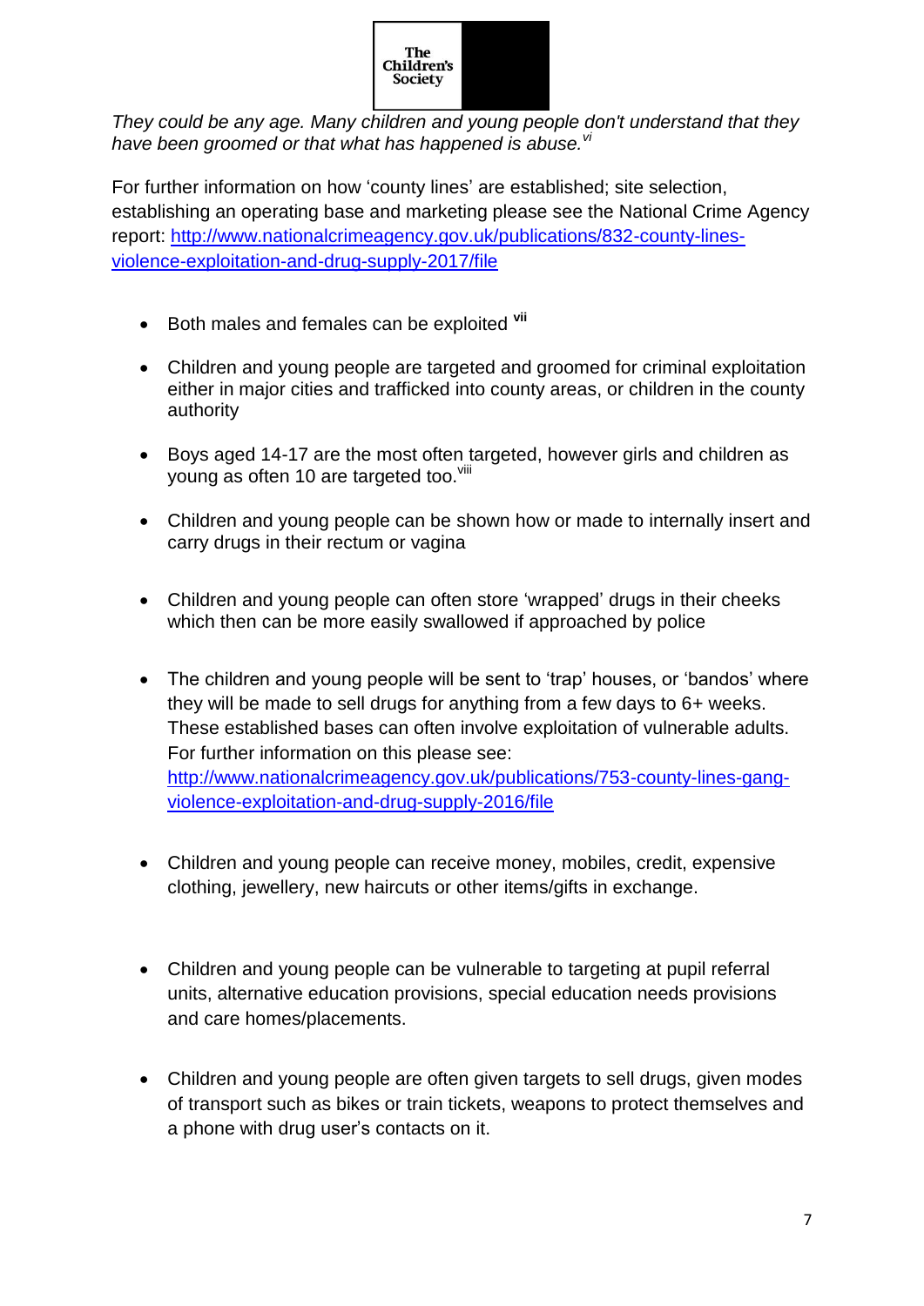*They could be any age. Many children and young people don't understand that they have been groomed or that what has happened is abuse.*[vi]

For further information on how 'county lines' are established; site selection, establishing an operating base and marketing please see the National Crime Agency report: http://www.nationalcrimeagency.gov.uk/publications/832-county-lines-violence-exploitation-and-drug-supply-2017/file

- Both males and females can be exploited [vii]

- Children and young people are targeted and groomed for criminal exploitation either in major cities and trafficked into county areas, or children in the county authority

- Boys aged 14-17 are the most often targeted, however girls and children as young as often 10 are targeted too.[viii]

- Children and young people can be shown how or made to internally insert and carry drugs in their rectum or vagina

- Children and young people can often store 'wrapped' drugs in their cheeks which then can be more easily swallowed if approached by police

- The children and young people will be sent to 'trap' houses, or 'bandos' where they will be made to sell drugs for anything from a few days to 6+ weeks. These established bases can often involve exploitation of vulnerable adults. For further information on this please see: http://www.nationalcrimeagency.gov.uk/publications/753-county-lines-gang-violence-exploitation-and-drug-supply-2016/file

- Children and young people can receive money, mobiles, credit, expensive clothing, jewellery, new haircuts or other items/gifts in exchange.

- Children and young people can be vulnerable to targeting at pupil referral units, alternative education provisions, special education needs provisions and care homes/placements.

- Children and young people are often given targets to sell drugs, given modes of transport such as bikes or train tickets, weapons to protect themselves and a phone with drug user's contacts on it.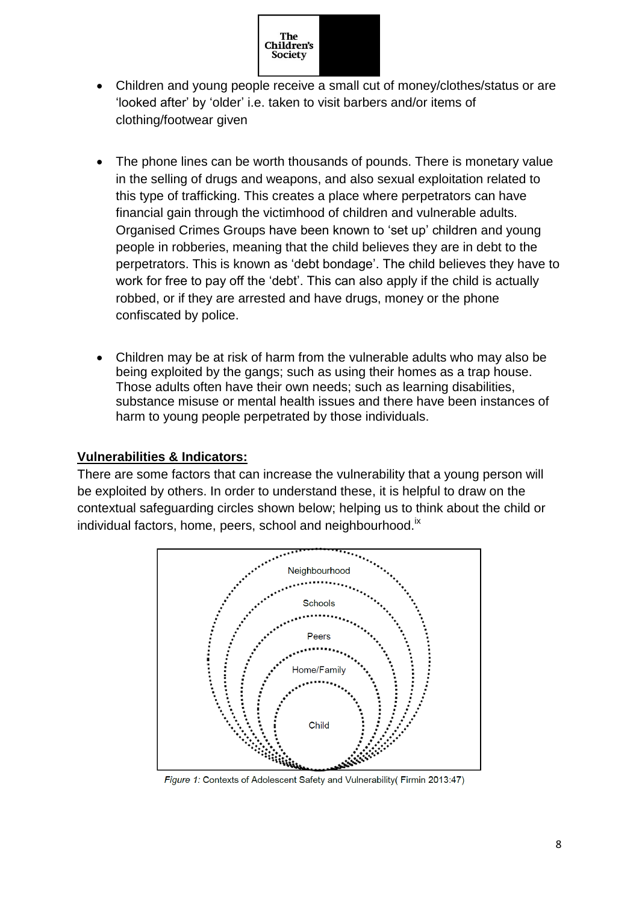- Children and young people receive a small cut of money/clothes/status or are 'looked after' by 'older' i.e. taken to visit barbers and/or items of clothing/footwear given

- The phone lines can be worth thousands of pounds. There is monetary value in the selling of drugs and weapons, and also sexual exploitation related to this type of trafficking. This creates a place where perpetrators can have financial gain through the victimhood of children and vulnerable adults. Organised Crimes Groups have been known to 'set up' children and young people in robberies, meaning that the child believes they are in debt to the perpetrators. This is known as 'debt bondage'. The child believes they have to work for free to pay off the 'debt'. This can also apply if the child is actually robbed, or if they are arrested and have drugs, money or the phone confiscated by police.

- Children may be at risk of harm from the vulnerable adults who may also be being exploited by the gangs; such as using their homes as a trap house. Those adults often have their own needs; such as learning disabilities, substance misuse or mental health issues and there have been instances of harm to young people perpetrated by those individuals.

**Vulnerabilities & Indicators:**

There are some factors that can increase the vulnerability that a young person will be exploited by others. In order to understand these, it is helpful to draw on the contextual safeguarding circles shown below; helping us to think about the child or individual factors, home, peers, school and neighbourhood.[ix]

Neighbourhood

Schools

Peers

Home/Family

Child

*Figure 1:* Contexts of Adolescent Safety and Vulnerability( Firmin 2013:47)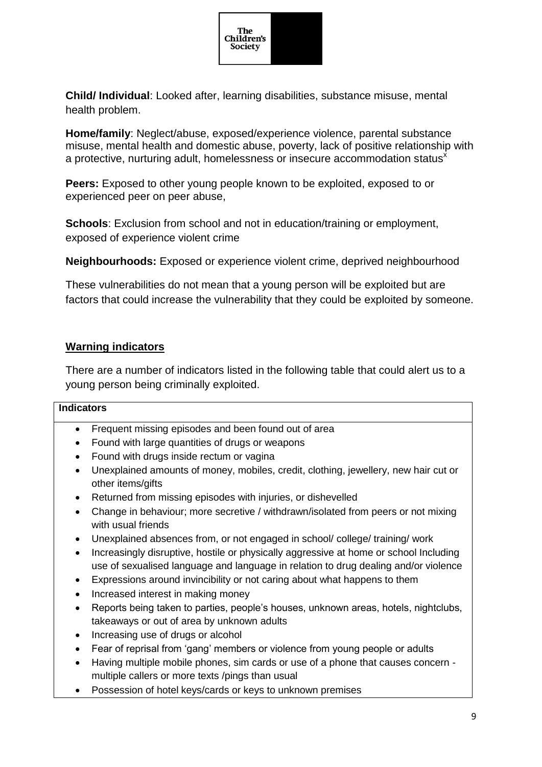**Child/ Individual**: Looked after, learning disabilities, substance misuse, mental health problem.

**Home/family**: Neglect/abuse, exposed/experience violence, parental substance misuse, mental health and domestic abuse, poverty, lack of positive relationship with a protective, nurturing adult, homelessness or insecure accommodation status[x]

**Peers:** Exposed to other young people known to be exploited, exposed to or experienced peer on peer abuse,

**Schools**: Exclusion from school and not in education/training or employment, exposed of experience violent crime

**Neighbourhoods:** Exposed or experience violent crime, deprived neighbourhood

These vulnerabilities do not mean that a young person will be exploited but are factors that could increase the vulnerability that they could be exploited by someone.

## Warning indicators

There are a number of indicators listed in the following table that could alert us to a young person being criminally exploited.

| **Indicators** |
| --- |
| • Frequent missing episodes and been found out of area<br>• Found with large quantities of drugs or weapons<br>• Found with drugs inside rectum or vagina<br>• Unexplained amounts of money, mobiles, credit, clothing, jewellery, new hair cut or other items/gifts<br>• Returned from missing episodes with injuries, or dishevelled<br>• Change in behaviour; more secretive / withdrawn/isolated from peers or not mixing with usual friends<br>• Unexplained absences from, or not engaged in school/ college/ training/ work<br>• Increasingly disruptive, hostile or physically aggressive at home or school Including use of sexualised language and language in relation to drug dealing and/or violence<br>• Expressions around invincibility or not caring about what happens to them<br>• Increased interest in making money<br>• Reports being taken to parties, people's houses, unknown areas, hotels, nightclubs, takeaways or out of area by unknown adults<br>• Increasing use of drugs or alcohol<br>• Fear of reprisal from 'gang' members or violence from young people or adults<br>• Having multiple mobile phones, sim cards or use of a phone that causes concern - multiple callers or more texts /pings than usual<br>• Possession of hotel keys/cards or keys to unknown premises |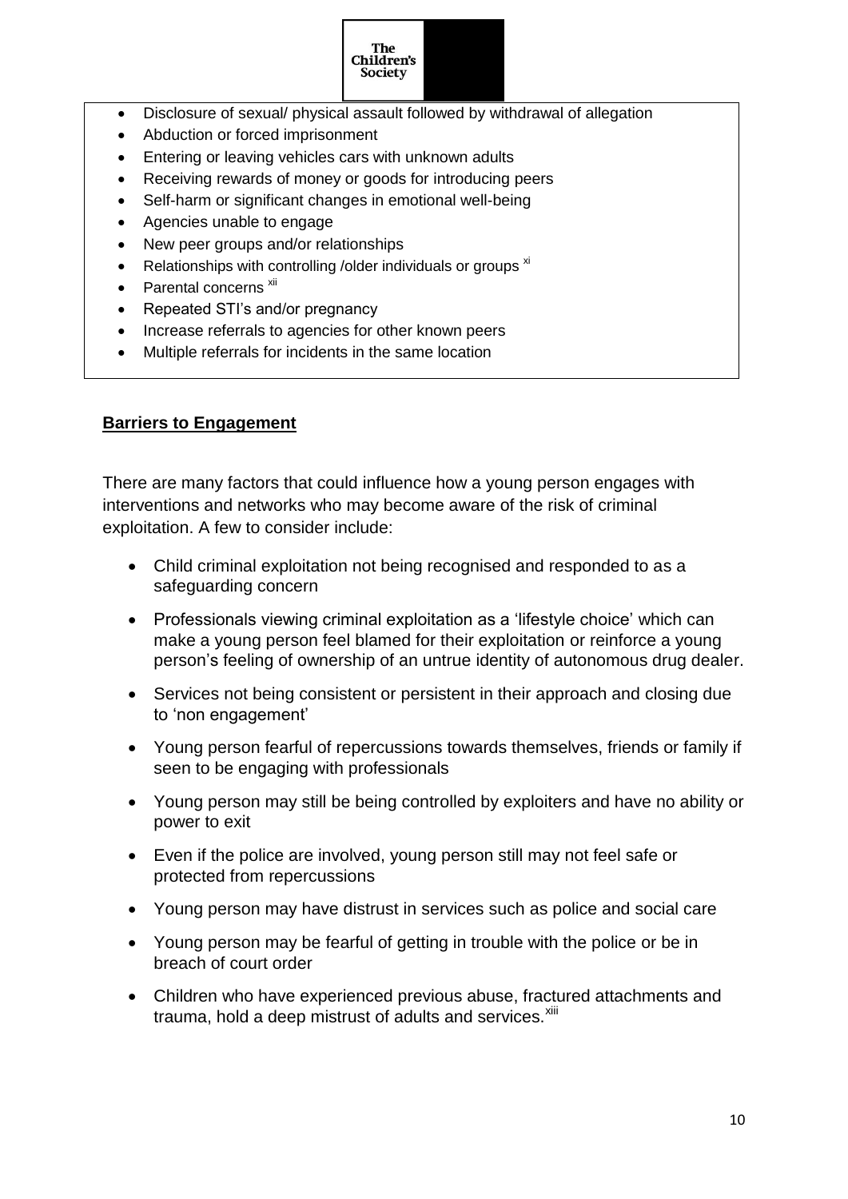- Disclosure of sexual/ physical assault followed by withdrawal of allegation
- Abduction or forced imprisonment
- Entering or leaving vehicles cars with unknown adults
- Receiving rewards of money or goods for introducing peers
- Self-harm or significant changes in emotional well-being
- Agencies unable to engage
- New peer groups and/or relationships
- Relationships with controlling /older individuals or groups [xi]
- Parental concerns [xii]
- Repeated STI's and/or pregnancy
- Increase referrals to agencies for other known peers
- Multiple referrals for incidents in the same location

## **Barriers to Engagement**

There are many factors that could influence how a young person engages with interventions and networks who may become aware of the risk of criminal exploitation. A few to consider include:

- Child criminal exploitation not being recognised and responded to as a safeguarding concern
- Professionals viewing criminal exploitation as a 'lifestyle choice' which can make a young person feel blamed for their exploitation or reinforce a young person's feeling of ownership of an untrue identity of autonomous drug dealer.
- Services not being consistent or persistent in their approach and closing due to 'non engagement'
- Young person fearful of repercussions towards themselves, friends or family if seen to be engaging with professionals
- Young person may still be being controlled by exploiters and have no ability or power to exit
- Even if the police are involved, young person still may not feel safe or protected from repercussions
- Young person may have distrust in services such as police and social care
- Young person may be fearful of getting in trouble with the police or be in breach of court order
- Children who have experienced previous abuse, fractured attachments and trauma, hold a deep mistrust of adults and services.[xiii]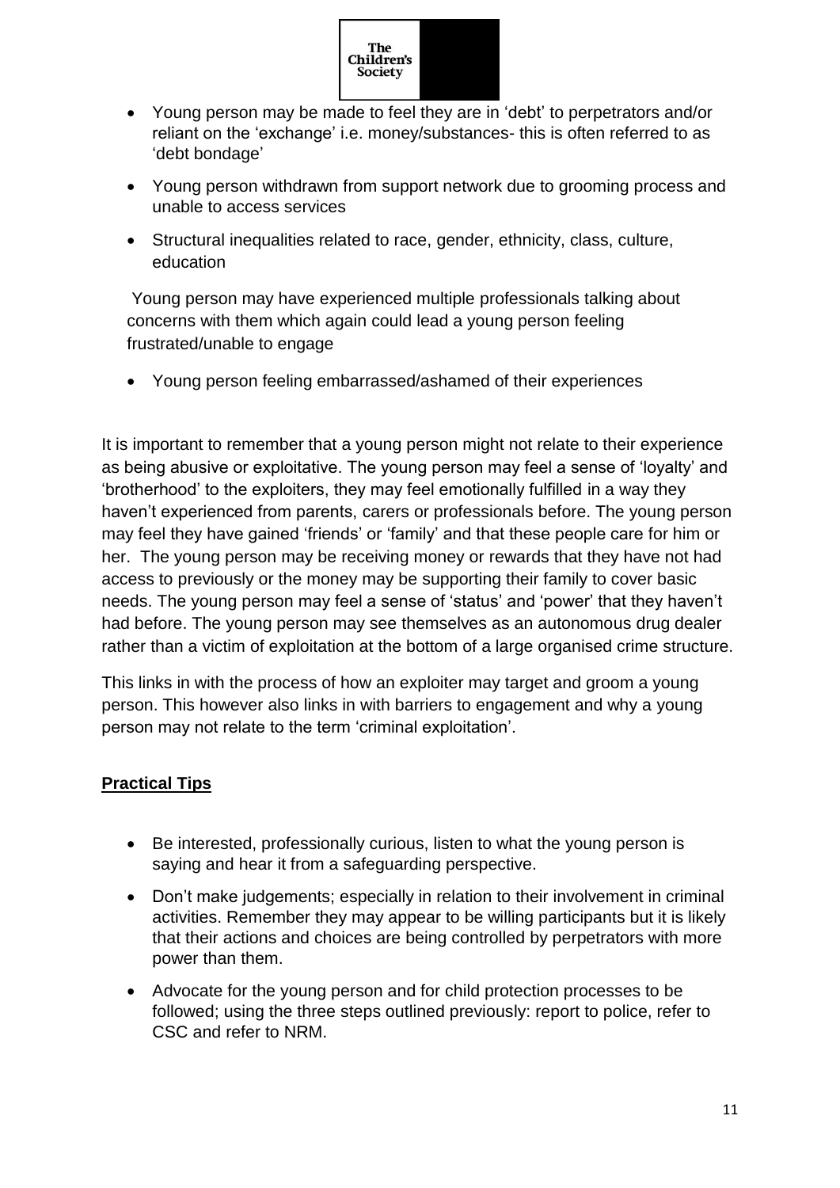- Young person may be made to feel they are in 'debt' to perpetrators and/or reliant on the 'exchange' i.e. money/substances- this is often referred to as 'debt bondage'
- Young person withdrawn from support network due to grooming process and unable to access services
- Structural inequalities related to race, gender, ethnicity, class, culture, education

Young person may have experienced multiple professionals talking about concerns with them which again could lead a young person feeling frustrated/unable to engage

- Young person feeling embarrassed/ashamed of their experiences

It is important to remember that a young person might not relate to their experience as being abusive or exploitative. The young person may feel a sense of 'loyalty' and 'brotherhood' to the exploiters, they may feel emotionally fulfilled in a way they haven't experienced from parents, carers or professionals before. The young person may feel they have gained 'friends' or 'family' and that these people care for him or her. The young person may be receiving money or rewards that they have not had access to previously or the money may be supporting their family to cover basic needs. The young person may feel a sense of 'status' and 'power' that they haven't had before. The young person may see themselves as an autonomous drug dealer rather than a victim of exploitation at the bottom of a large organised crime structure.

This links in with the process of how an exploiter may target and groom a young person. This however also links in with barriers to engagement and why a young person may not relate to the term 'criminal exploitation'.

**Practical Tips**

- Be interested, professionally curious, listen to what the young person is saying and hear it from a safeguarding perspective.
- Don't make judgements; especially in relation to their involvement in criminal activities. Remember they may appear to be willing participants but it is likely that their actions and choices are being controlled by perpetrators with more power than them.
- Advocate for the young person and for child protection processes to be followed; using the three steps outlined previously: report to police, refer to CSC and refer to NRM.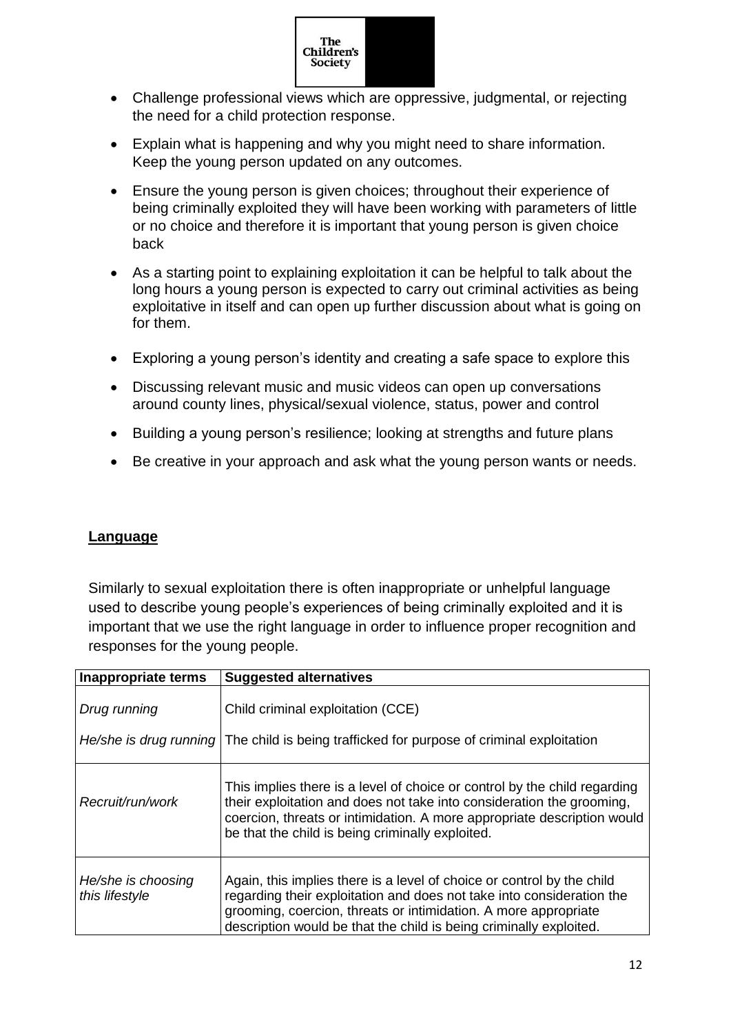- Challenge professional views which are oppressive, judgmental, or rejecting the need for a child protection response.
- Explain what is happening and why you might need to share information. Keep the young person updated on any outcomes.
- Ensure the young person is given choices; throughout their experience of being criminally exploited they will have been working with parameters of little or no choice and therefore it is important that young person is given choice back
- As a starting point to explaining exploitation it can be helpful to talk about the long hours a young person is expected to carry out criminal activities as being exploitative in itself and can open up further discussion about what is going on for them.
- Exploring a young person's identity and creating a safe space to explore this
- Discussing relevant music and music videos can open up conversations around county lines, physical/sexual violence, status, power and control
- Building a young person's resilience; looking at strengths and future plans
- Be creative in your approach and ask what the young person wants or needs.

## Language

Similarly to sexual exploitation there is often inappropriate or unhelpful language used to describe young people's experiences of being criminally exploited and it is important that we use the right language in order to influence proper recognition and responses for the young people.

| Inappropriate terms | Suggested alternatives |
| --- | --- |
| *Drug running*<br><br>*He/she is drug running* | Child criminal exploitation (CCE)<br><br>The child is being trafficked for purpose of criminal exploitation |
| *Recruit/run/work* | This implies there is a level of choice or control by the child regarding their exploitation and does not take into consideration the grooming, coercion, threats or intimidation. A more appropriate description would be that the child is being criminally exploited. |
| *He/she is choosing this lifestyle* | Again, this implies there is a level of choice or control by the child regarding their exploitation and does not take into consideration the grooming, coercion, threats or intimidation. A more appropriate description would be that the child is being criminally exploited. |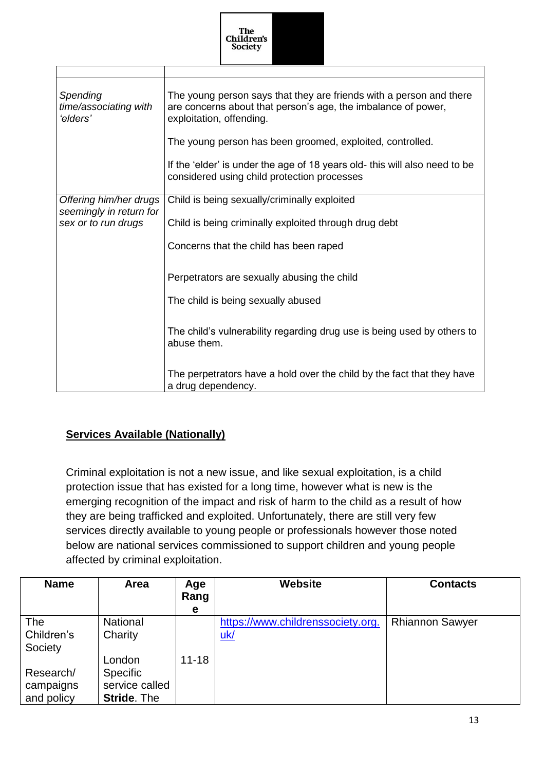| | |
|---|---|
| *Spending time/associating with 'elders'* | The young person says that they are friends with a person and there are concerns about that person's age, the imbalance of power, exploitation, offending.<br><br>The young person has been groomed, exploited, controlled.<br><br>If the 'elder' is under the age of 18 years old- this will also need to be considered using child protection processes |
| *Offering him/her drugs seemingly in return for sex or to run drugs* | Child is being sexually/criminally exploited<br><br>Child is being criminally exploited through drug debt<br><br>Concerns that the child has been raped<br><br>Perpetrators are sexually abusing the child<br><br>The child is being sexually abused<br><br>The child's vulnerability regarding drug use is being used by others to abuse them.<br><br>The perpetrators have a hold over the child by the fact that they have a drug dependency. |

## **Services Available (Nationally)**

Criminal exploitation is not a new issue, and like sexual exploitation, is a child protection issue that has existed for a long time, however what is new is the emerging recognition of the impact and risk of harm to the child as a result of how they are being trafficked and exploited. Unfortunately, there are still very few services directly available to young people or professionals however those noted below are national services commissioned to support children and young people affected by criminal exploitation.

| Name | Area | Age Range | Website | Contacts |
|---|---|---|---|---|
| The Children's Society<br><br>Research/ campaigns and policy | National Charity<br><br>London Specific service called **Stride**. The | <br><br>11-18 | [https://www.childrenssociety.org.uk/](https://www.childrenssociety.org.uk/) | Rhiannon Sawyer |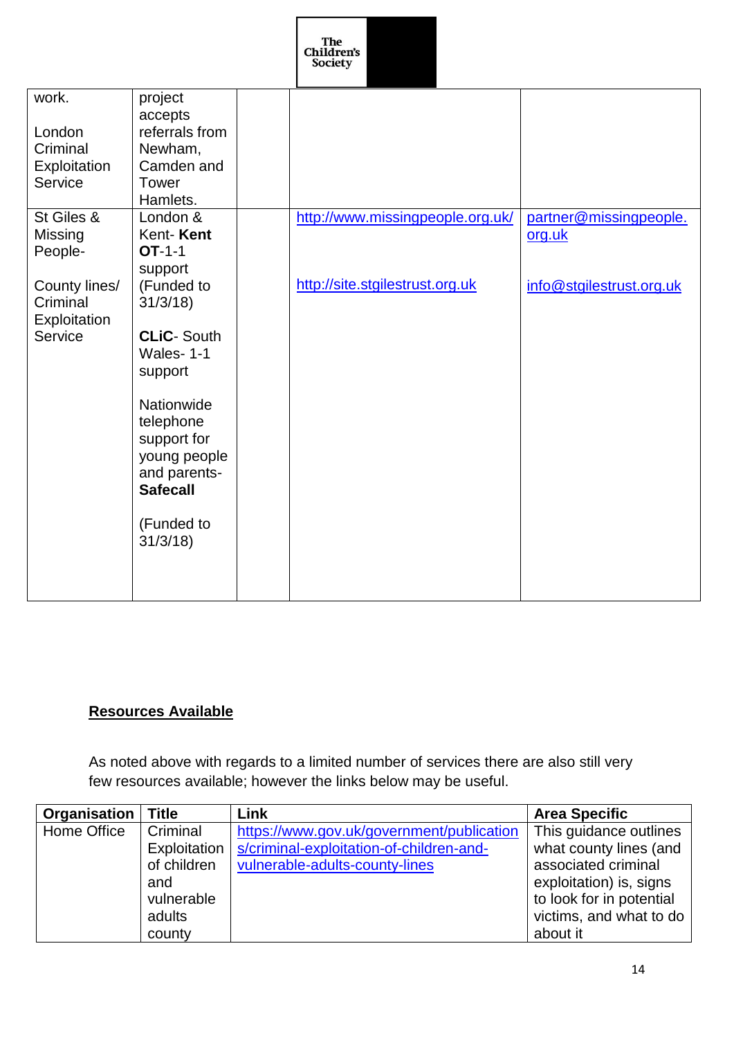| | | | | |
|---|---|---|---|---|
| work.<br><br>London Criminal Exploitation Service | project accepts referrals from Newham, Camden and Tower Hamlets. | | | |
| St Giles & Missing People-<br><br>County lines/ Criminal Exploitation Service | London & Kent- **Kent OT**-1-1 support (Funded to 31/3/18)<br><br>**CLiC**- South Wales- 1-1 support<br><br>Nationwide telephone support for young people and parents- **Safecall**<br><br>(Funded to 31/3/18) | | http://www.missingpeople.org.uk/<br><br>http://site.stgilestrust.org.uk | partner@missingpeople.org.uk<br><br>info@stgilestrust.org.uk |

## Resources Available

As noted above with regards to a limited number of services there are also still very few resources available; however the links below may be useful.

| Organisation | Title | Link | Area Specific |
|---|---|---|---|
| Home Office | Criminal Exploitation of children and vulnerable adults county | https://www.gov.uk/government/publications/criminal-exploitation-of-children-and-vulnerable-adults-county-lines | This guidance outlines what county lines (and associated criminal exploitation) is, signs to look for in potential victims, and what to do about it |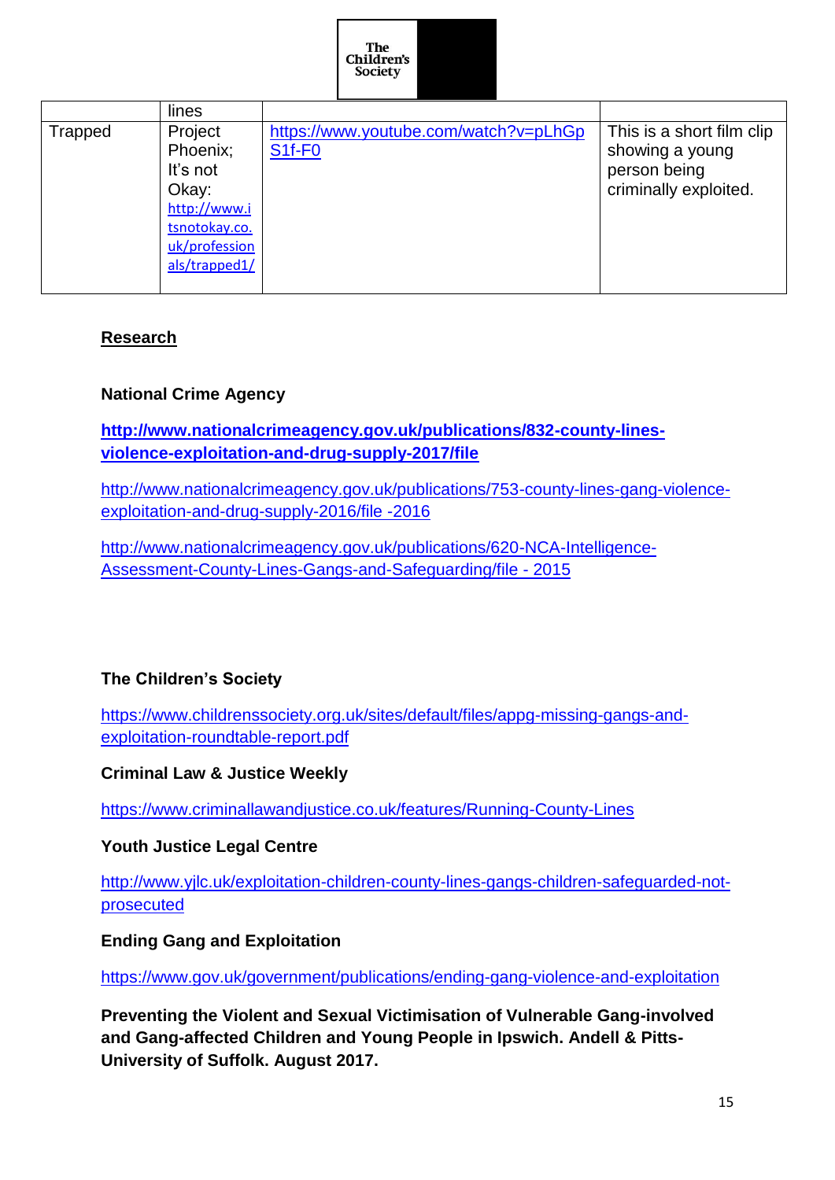| | lines | | |
|---|---|---|---|
| Trapped | Project Phoenix; It's not Okay: http://www.itsnotokay.co.uk/professionals/trapped1/ | https://www.youtube.com/watch?v=pLhGpS1f-F0 | This is a short film clip showing a young person being criminally exploited. |

## Research

**National Crime Agency**

**http://www.nationalcrimeagency.gov.uk/publications/832-county-lines-violence-exploitation-and-drug-supply-2017/file**

http://www.nationalcrimeagency.gov.uk/publications/753-county-lines-gang-violence-exploitation-and-drug-supply-2016/file -2016

http://www.nationalcrimeagency.gov.uk/publications/620-NCA-Intelligence-Assessment-County-Lines-Gangs-and-Safeguarding/file - 2015

**The Children's Society**

https://www.childrenssociety.org.uk/sites/default/files/appg-missing-gangs-and-exploitation-roundtable-report.pdf

**Criminal Law & Justice Weekly**

https://www.criminallawandjustice.co.uk/features/Running-County-Lines

**Youth Justice Legal Centre**

http://www.yjlc.uk/exploitation-children-county-lines-gangs-children-safeguarded-not-prosecuted

**Ending Gang and Exploitation**

https://www.gov.uk/government/publications/ending-gang-violence-and-exploitation

**Preventing the Violent and Sexual Victimisation of Vulnerable Gang-involved and Gang-affected Children and Young People in Ipswich. Andell & Pitts- University of Suffolk. August 2017.**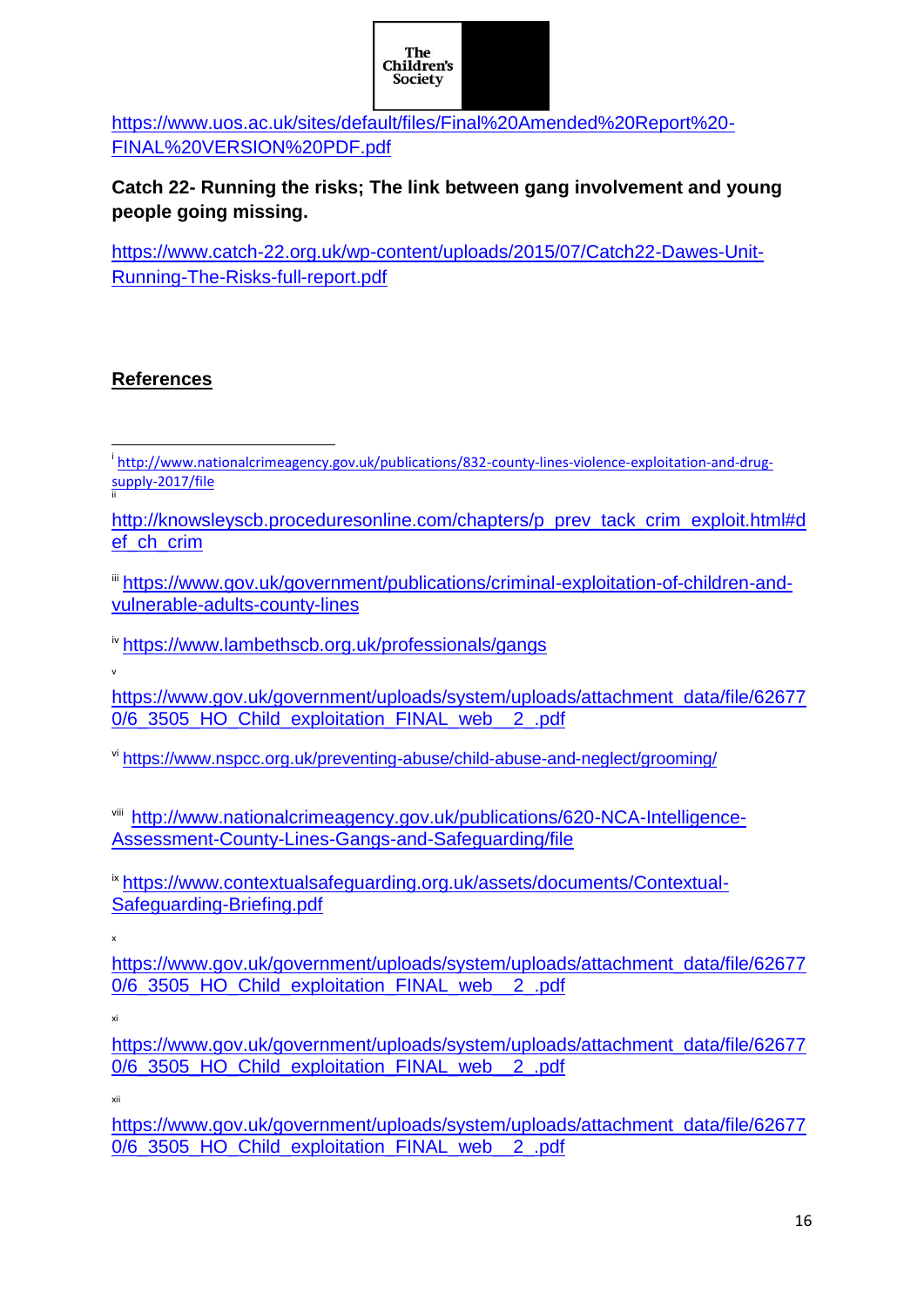https://www.uos.ac.uk/sites/default/files/Final%20Amended%20Report%20-FINAL%20VERSION%20PDF.pdf

**Catch 22- Running the risks; The link between gang involvement and young people going missing.**

https://www.catch-22.org.uk/wp-content/uploads/2015/07/Catch22-Dawes-Unit-Running-The-Risks-full-report.pdf

## References

---

[i] http://www.nationalcrimeagency.gov.uk/publications/832-county-lines-violence-exploitation-and-drug-supply-2017/file

[ii] http://knowsleyscb.proceduresonline.com/chapters/p_prev_tack_crim_exploit.html#def_ch_crim

[iii] https://www.gov.uk/government/publications/criminal-exploitation-of-children-and-vulnerable-adults-county-lines

[iv] https://www.lambethscb.org.uk/professionals/gangs

[v] https://www.gov.uk/government/uploads/system/uploads/attachment_data/file/626770/6_3505_HO_Child_exploitation_FINAL_web__2_.pdf

[vi] https://www.nspcc.org.uk/preventing-abuse/child-abuse-and-neglect/grooming/

[viii] http://www.nationalcrimeagency.gov.uk/publications/620-NCA-Intelligence-Assessment-County-Lines-Gangs-and-Safeguarding/file

[ix] https://www.contextualsafeguarding.org.uk/assets/documents/Contextual-Safeguarding-Briefing.pdf

[x] https://www.gov.uk/government/uploads/system/uploads/attachment_data/file/626770/6_3505_HO_Child_exploitation_FINAL_web__2_.pdf

[xi] https://www.gov.uk/government/uploads/system/uploads/attachment_data/file/626770/6_3505_HO_Child_exploitation_FINAL_web__2_.pdf

[xii] https://www.gov.uk/government/uploads/system/uploads/attachment_data/file/626770/6_3505_HO_Child_exploitation_FINAL_web__2_.pdf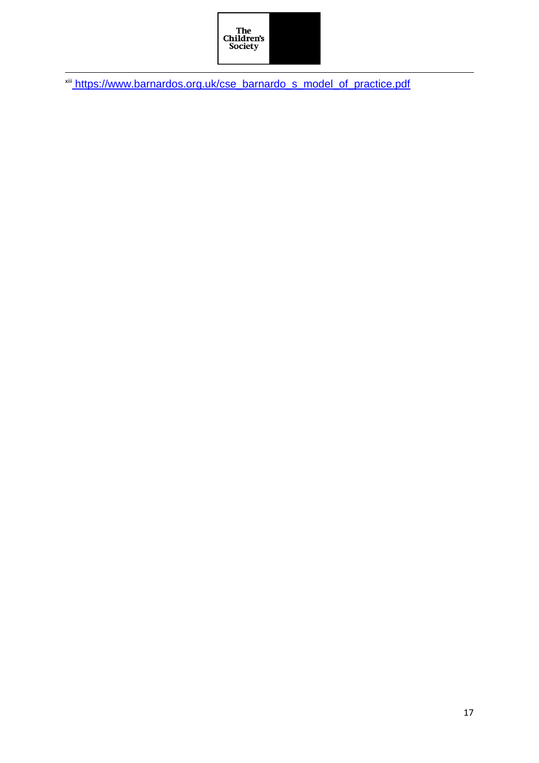[xiii] https://www.barnardos.org.uk/cse_barnardo_s_model_of_practice.pdf